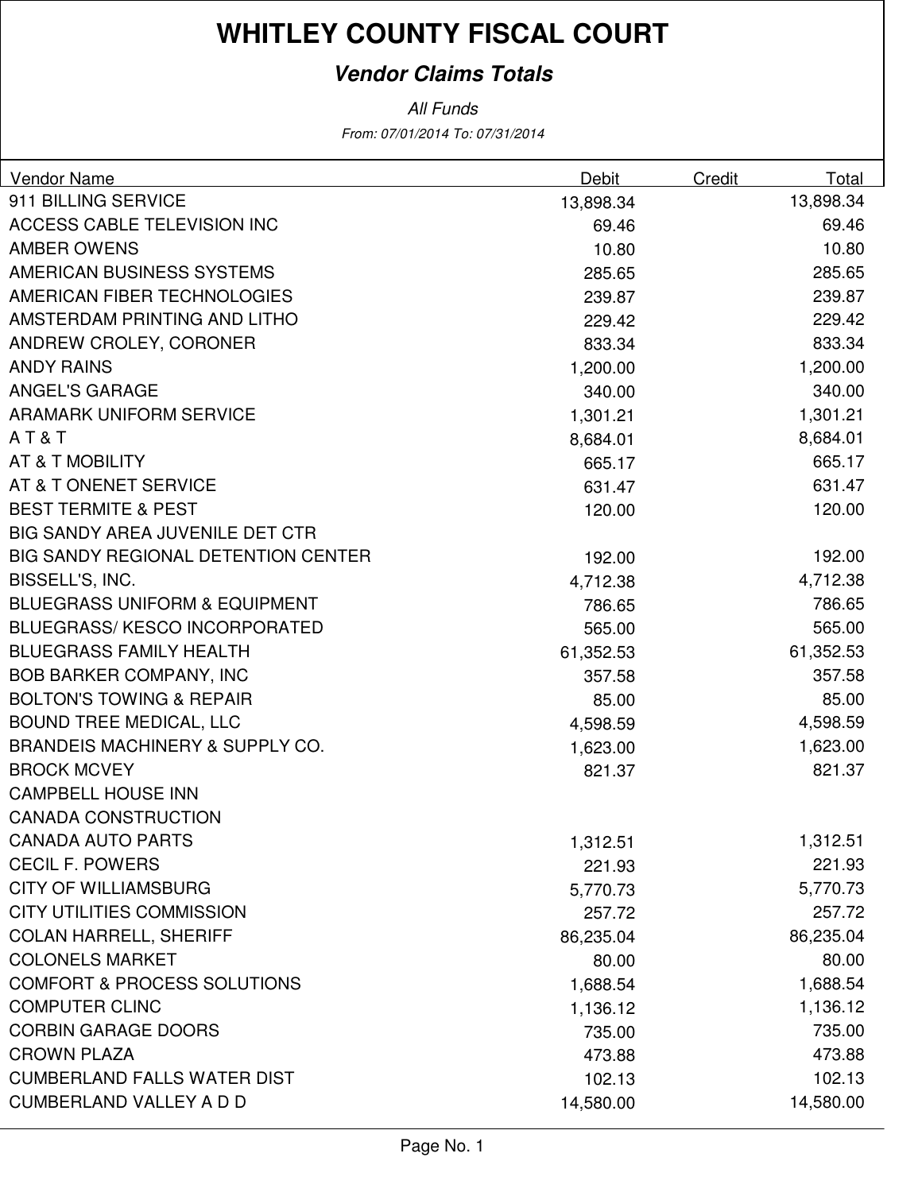# WHITLEY COUNTY FISCAL COURT

## *Vendor Claims Totals*

*All Funds*

*From: 07/01/2014 To: 07/31/2014*

| Vendor Name | Debit | Credit | Total |
|---|---|---|---|
| 911 BILLING SERVICE | 13,898.34 | | 13,898.34 |
| ACCESS CABLE TELEVISION INC | 69.46 | | 69.46 |
| AMBER OWENS | 10.80 | | 10.80 |
| AMERICAN BUSINESS SYSTEMS | 285.65 | | 285.65 |
| AMERICAN FIBER TECHNOLOGIES | 239.87 | | 239.87 |
| AMSTERDAM PRINTING AND LITHO | 229.42 | | 229.42 |
| ANDREW CROLEY, CORONER | 833.34 | | 833.34 |
| ANDY RAINS | 1,200.00 | | 1,200.00 |
| ANGEL'S GARAGE | 340.00 | | 340.00 |
| ARAMARK UNIFORM SERVICE | 1,301.21 | | 1,301.21 |
| A T & T | 8,684.01 | | 8,684.01 |
| AT & T MOBILITY | 665.17 | | 665.17 |
| AT & T ONENET SERVICE | 631.47 | | 631.47 |
| BEST TERMITE & PEST | 120.00 | | 120.00 |
| BIG SANDY AREA JUVENILE DET CTR | | | |
| BIG SANDY REGIONAL DETENTION CENTER | 192.00 | | 192.00 |
| BISSELL'S, INC. | 4,712.38 | | 4,712.38 |
| BLUEGRASS UNIFORM & EQUIPMENT | 786.65 | | 786.65 |
| BLUEGRASS/ KESCO INCORPORATED | 565.00 | | 565.00 |
| BLUEGRASS FAMILY HEALTH | 61,352.53 | | 61,352.53 |
| BOB BARKER COMPANY, INC | 357.58 | | 357.58 |
| BOLTON'S TOWING & REPAIR | 85.00 | | 85.00 |
| BOUND TREE MEDICAL, LLC | 4,598.59 | | 4,598.59 |
| BRANDEIS MACHINERY & SUPPLY CO. | 1,623.00 | | 1,623.00 |
| BROCK MCVEY | 821.37 | | 821.37 |
| CAMPBELL HOUSE INN | | | |
| CANADA CONSTRUCTION | | | |
| CANADA AUTO PARTS | 1,312.51 | | 1,312.51 |
| CECIL F. POWERS | 221.93 | | 221.93 |
| CITY OF WILLIAMSBURG | 5,770.73 | | 5,770.73 |
| CITY UTILITIES COMMISSION | 257.72 | | 257.72 |
| COLAN HARRELL, SHERIFF | 86,235.04 | | 86,235.04 |
| COLONELS MARKET | 80.00 | | 80.00 |
| COMFORT & PROCESS SOLUTIONS | 1,688.54 | | 1,688.54 |
| COMPUTER CLINC | 1,136.12 | | 1,136.12 |
| CORBIN GARAGE DOORS | 735.00 | | 735.00 |
| CROWN PLAZA | 473.88 | | 473.88 |
| CUMBERLAND FALLS WATER DIST | 102.13 | | 102.13 |
| CUMBERLAND VALLEY A D D | 14,580.00 | | 14,580.00 |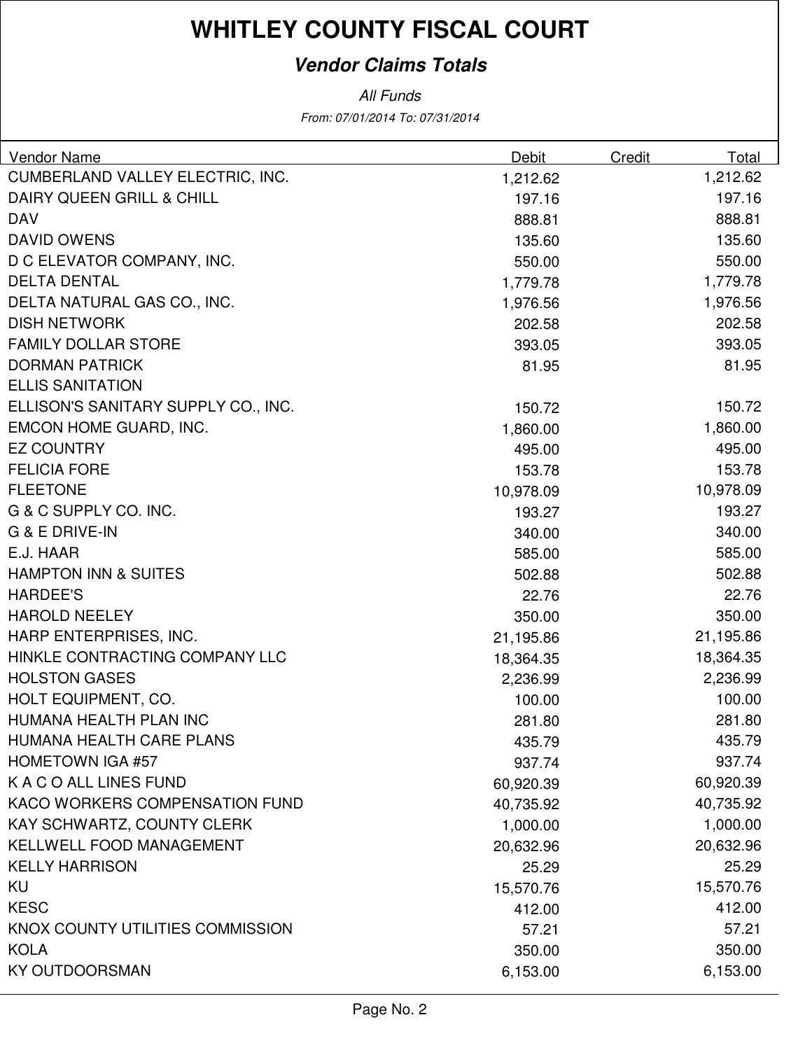# WHITLEY COUNTY FISCAL COURT

## *Vendor Claims Totals*

*All Funds*

*From: 07/01/2014 To: 07/31/2014*

| Vendor Name | Debit | Credit | Total |
|---|---|---|---|
| CUMBERLAND VALLEY ELECTRIC, INC. | 1,212.62 | | 1,212.62 |
| DAIRY QUEEN GRILL & CHILL | 197.16 | | 197.16 |
| DAV | 888.81 | | 888.81 |
| DAVID OWENS | 135.60 | | 135.60 |
| D C ELEVATOR COMPANY, INC. | 550.00 | | 550.00 |
| DELTA DENTAL | 1,779.78 | | 1,779.78 |
| DELTA NATURAL GAS CO., INC. | 1,976.56 | | 1,976.56 |
| DISH NETWORK | 202.58 | | 202.58 |
| FAMILY DOLLAR STORE | 393.05 | | 393.05 |
| DORMAN PATRICK | 81.95 | | 81.95 |
| ELLIS SANITATION | | | |
| ELLISON'S SANITARY SUPPLY CO., INC. | 150.72 | | 150.72 |
| EMCON HOME GUARD, INC. | 1,860.00 | | 1,860.00 |
| EZ COUNTRY | 495.00 | | 495.00 |
| FELICIA FORE | 153.78 | | 153.78 |
| FLEETONE | 10,978.09 | | 10,978.09 |
| G & C SUPPLY CO. INC. | 193.27 | | 193.27 |
| G & E DRIVE-IN | 340.00 | | 340.00 |
| E.J. HAAR | 585.00 | | 585.00 |
| HAMPTON INN & SUITES | 502.88 | | 502.88 |
| HARDEE'S | 22.76 | | 22.76 |
| HAROLD NEELEY | 350.00 | | 350.00 |
| HARP ENTERPRISES, INC. | 21,195.86 | | 21,195.86 |
| HINKLE CONTRACTING COMPANY LLC | 18,364.35 | | 18,364.35 |
| HOLSTON GASES | 2,236.99 | | 2,236.99 |
| HOLT EQUIPMENT, CO. | 100.00 | | 100.00 |
| HUMANA HEALTH PLAN INC | 281.80 | | 281.80 |
| HUMANA HEALTH CARE PLANS | 435.79 | | 435.79 |
| HOMETOWN IGA #57 | 937.74 | | 937.74 |
| K A C O ALL LINES FUND | 60,920.39 | | 60,920.39 |
| KACO WORKERS COMPENSATION FUND | 40,735.92 | | 40,735.92 |
| KAY SCHWARTZ, COUNTY CLERK | 1,000.00 | | 1,000.00 |
| KELLWELL FOOD MANAGEMENT | 20,632.96 | | 20,632.96 |
| KELLY HARRISON | 25.29 | | 25.29 |
| KU | 15,570.76 | | 15,570.76 |
| KESC | 412.00 | | 412.00 |
| KNOX COUNTY UTILITIES COMMISSION | 57.21 | | 57.21 |
| KOLA | 350.00 | | 350.00 |
| KY OUTDOORSMAN | 6,153.00 | | 6,153.00 |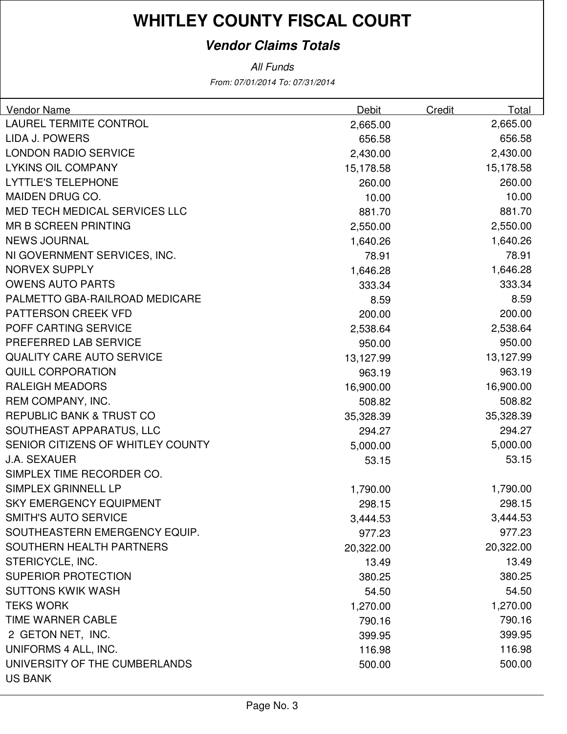# WHITLEY COUNTY FISCAL COURT

## *Vendor Claims Totals*

*All Funds*

*From: 07/01/2014 To: 07/31/2014*

| Vendor Name | Debit | Credit | Total |
|---|---|---|---|
| LAUREL TERMITE CONTROL | 2,665.00 | | 2,665.00 |
| LIDA J. POWERS | 656.58 | | 656.58 |
| LONDON RADIO SERVICE | 2,430.00 | | 2,430.00 |
| LYKINS OIL COMPANY | 15,178.58 | | 15,178.58 |
| LYTTLE'S TELEPHONE | 260.00 | | 260.00 |
| MAIDEN DRUG CO. | 10.00 | | 10.00 |
| MED TECH MEDICAL SERVICES LLC | 881.70 | | 881.70 |
| MR B SCREEN PRINTING | 2,550.00 | | 2,550.00 |
| NEWS JOURNAL | 1,640.26 | | 1,640.26 |
| NI GOVERNMENT SERVICES, INC. | 78.91 | | 78.91 |
| NORVEX SUPPLY | 1,646.28 | | 1,646.28 |
| OWENS AUTO PARTS | 333.34 | | 333.34 |
| PALMETTO GBA-RAILROAD MEDICARE | 8.59 | | 8.59 |
| PATTERSON CREEK VFD | 200.00 | | 200.00 |
| POFF CARTING SERVICE | 2,538.64 | | 2,538.64 |
| PREFERRED LAB SERVICE | 950.00 | | 950.00 |
| QUALITY CARE AUTO SERVICE | 13,127.99 | | 13,127.99 |
| QUILL CORPORATION | 963.19 | | 963.19 |
| RALEIGH MEADORS | 16,900.00 | | 16,900.00 |
| REM COMPANY, INC. | 508.82 | | 508.82 |
| REPUBLIC BANK & TRUST CO | 35,328.39 | | 35,328.39 |
| SOUTHEAST APPARATUS, LLC | 294.27 | | 294.27 |
| SENIOR CITIZENS OF WHITLEY COUNTY | 5,000.00 | | 5,000.00 |
| J.A. SEXAUER | 53.15 | | 53.15 |
| SIMPLEX TIME RECORDER CO. | | | |
| SIMPLEX GRINNELL LP | 1,790.00 | | 1,790.00 |
| SKY EMERGENCY EQUIPMENT | 298.15 | | 298.15 |
| SMITH'S AUTO SERVICE | 3,444.53 | | 3,444.53 |
| SOUTHEASTERN EMERGENCY EQUIP. | 977.23 | | 977.23 |
| SOUTHERN HEALTH PARTNERS | 20,322.00 | | 20,322.00 |
| STERICYCLE, INC. | 13.49 | | 13.49 |
| SUPERIOR PROTECTION | 380.25 | | 380.25 |
| SUTTONS KWIK WASH | 54.50 | | 54.50 |
| TEKS WORK | 1,270.00 | | 1,270.00 |
| TIME WARNER CABLE | 790.16 | | 790.16 |
| 2 GETON NET, INC. | 399.95 | | 399.95 |
| UNIFORMS 4 ALL, INC. | 116.98 | | 116.98 |
| UNIVERSITY OF THE CUMBERLANDS | 500.00 | | 500.00 |
| US BANK | | | |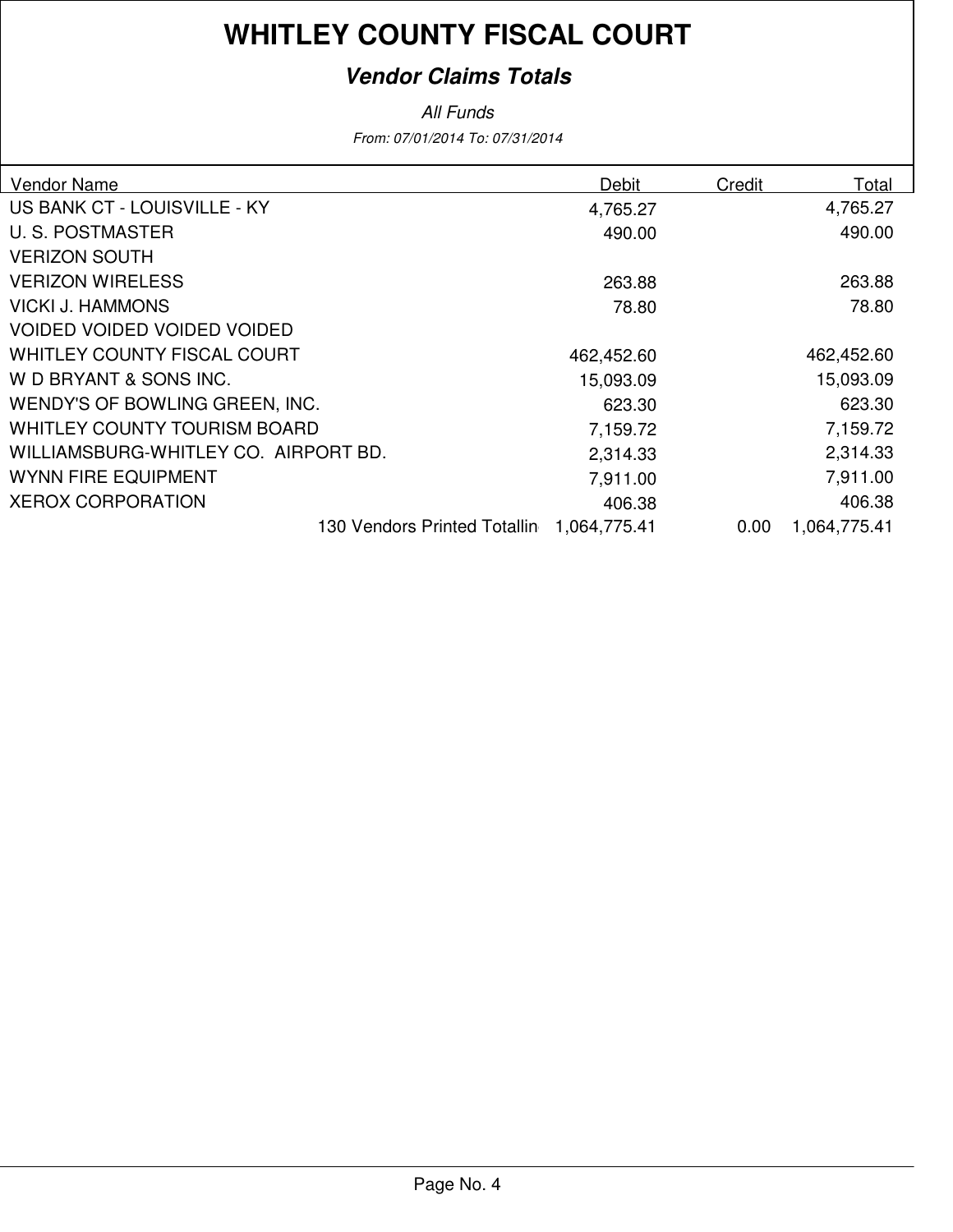# WHITLEY COUNTY FISCAL COURT

## *Vendor Claims Totals*

*All Funds*

*From: 07/01/2014 To: 07/31/2014*

| Vendor Name | Debit | Credit | Total |
|---|---|---|---|
| US BANK CT - LOUISVILLE - KY | 4,765.27 | | 4,765.27 |
| U. S. POSTMASTER | 490.00 | | 490.00 |
| VERIZON SOUTH | | | |
| VERIZON WIRELESS | 263.88 | | 263.88 |
| VICKI J. HAMMONS | 78.80 | | 78.80 |
| VOIDED VOIDED VOIDED VOIDED | | | |
| WHITLEY COUNTY FISCAL COURT | 462,452.60 | | 462,452.60 |
| W D BRYANT & SONS INC. | 15,093.09 | | 15,093.09 |
| WENDY'S OF BOWLING GREEN, INC. | 623.30 | | 623.30 |
| WHITLEY COUNTY TOURISM BOARD | 7,159.72 | | 7,159.72 |
| WILLIAMSBURG-WHITLEY CO. AIRPORT BD. | 2,314.33 | | 2,314.33 |
| WYNN FIRE EQUIPMENT | 7,911.00 | | 7,911.00 |
| XEROX CORPORATION | 406.38 | | 406.38 |
| 130 Vendors Printed Totallin | 1,064,775.41 | 0.00 | 1,064,775.41 |